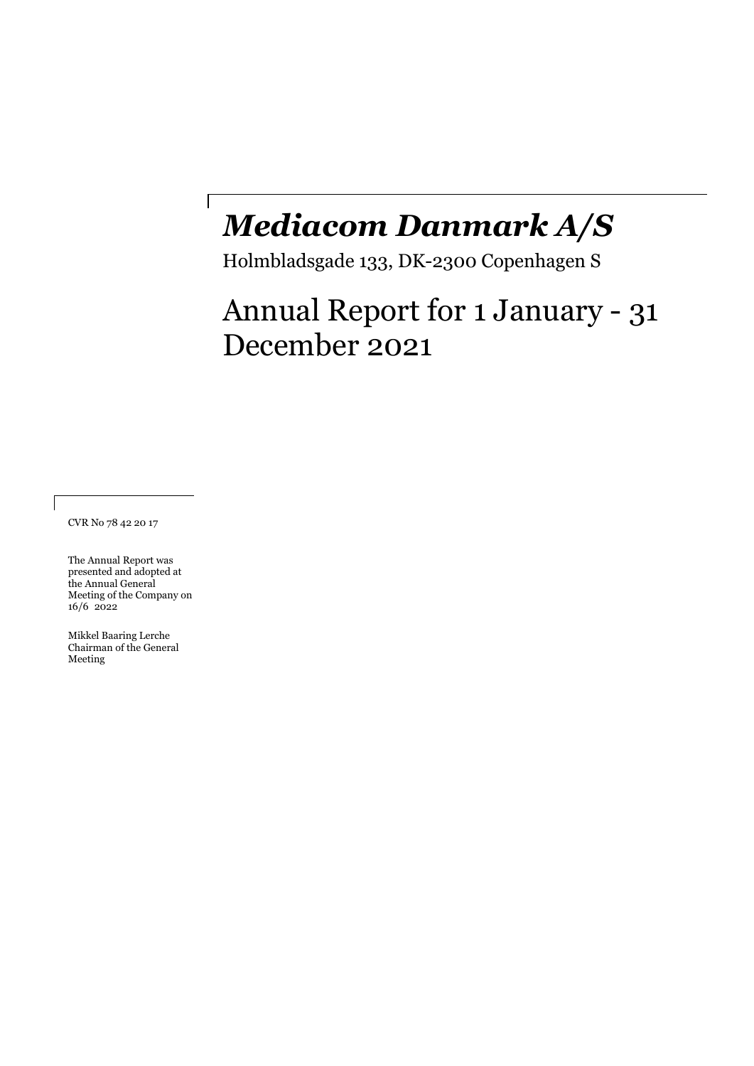# *Mediacom Danmark A/S*

Holmbladsgade 133, DK-2300 Copenhagen S

## Annual Report for 1 January - 31 December 2021

CVR No 78 42 20 17

The Annual Report was presented and adopted at the Annual General Meeting of the Company on 16/6 2022

Mikkel Baaring Lerche
Chairman of the General Meeting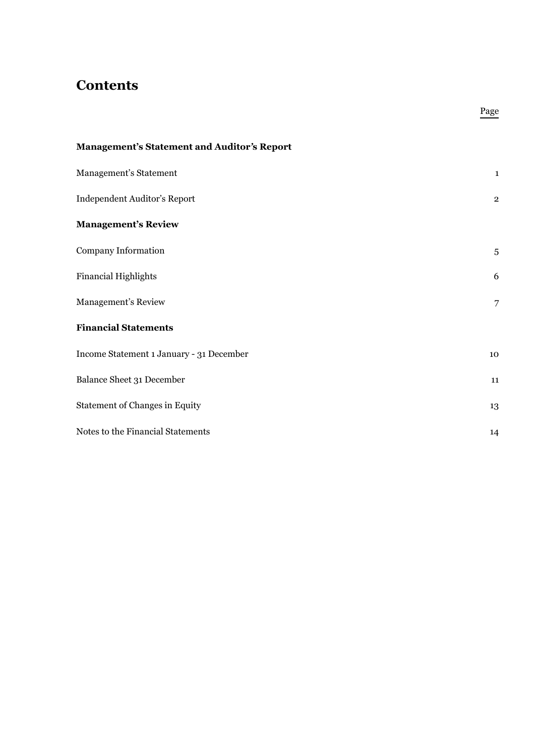# Contents

| | Page |
|---|---|
| **Management's Statement and Auditor's Report** | |
| Management's Statement | 1 |
| Independent Auditor's Report | 2 |
| **Management's Review** | |
| Company Information | 5 |
| Financial Highlights | 6 |
| Management's Review | 7 |
| **Financial Statements** | |
| Income Statement 1 January - 31 December | 10 |
| Balance Sheet 31 December | 11 |
| Statement of Changes in Equity | 13 |
| Notes to the Financial Statements | 14 |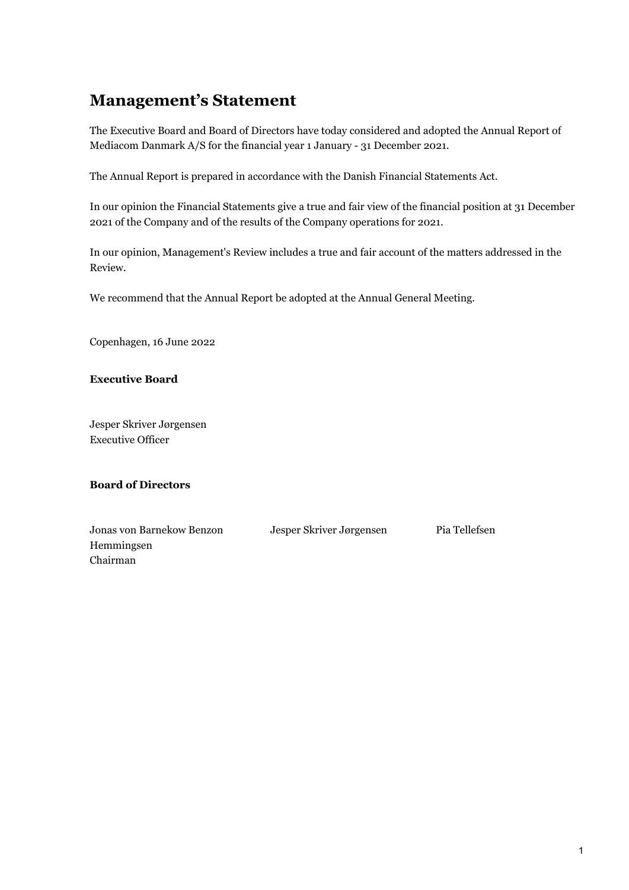# Management's Statement

The Executive Board and Board of Directors have today considered and adopted the Annual Report of Mediacom Danmark A/S for the financial year 1 January - 31 December 2021.

The Annual Report is prepared in accordance with the Danish Financial Statements Act.

In our opinion the Financial Statements give a true and fair view of the financial position at 31 December 2021 of the Company and of the results of the Company operations for 2021.

In our opinion, Management's Review includes a true and fair account of the matters addressed in the Review.

We recommend that the Annual Report be adopted at the Annual General Meeting.

Copenhagen, 16 June 2022

**Executive Board**

Jesper Skriver Jørgensen
Executive Officer

**Board of Directors**

Jonas von Barnekow Benzon Hemmingsen
Chairman

Jesper Skriver Jørgensen

Pia Tellefsen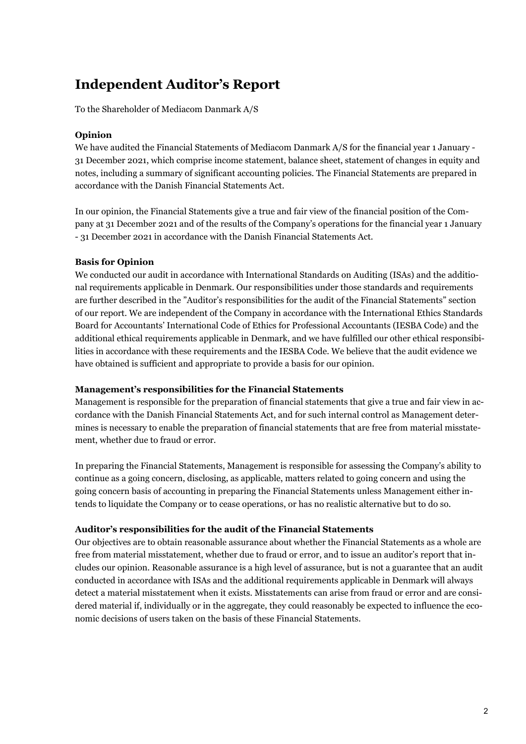# Independent Auditor's Report

To the Shareholder of Mediacom Danmark A/S

### Opinion

We have audited the Financial Statements of Mediacom Danmark A/S for the financial year 1 January - 31 December 2021, which comprise income statement, balance sheet, statement of changes in equity and notes, including a summary of significant accounting policies. The Financial Statements are prepared in accordance with the Danish Financial Statements Act.

In our opinion, the Financial Statements give a true and fair view of the financial position of the Company at 31 December 2021 and of the results of the Company's operations for the financial year 1 January - 31 December 2021 in accordance with the Danish Financial Statements Act.

### Basis for Opinion

We conducted our audit in accordance with International Standards on Auditing (ISAs) and the additional requirements applicable in Denmark. Our responsibilities under those standards and requirements are further described in the "Auditor's responsibilities for the audit of the Financial Statements" section of our report. We are independent of the Company in accordance with the International Ethics Standards Board for Accountants' International Code of Ethics for Professional Accountants (IESBA Code) and the additional ethical requirements applicable in Denmark, and we have fulfilled our other ethical responsibilities in accordance with these requirements and the IESBA Code. We believe that the audit evidence we have obtained is sufficient and appropriate to provide a basis for our opinion.

### Management's responsibilities for the Financial Statements

Management is responsible for the preparation of financial statements that give a true and fair view in accordance with the Danish Financial Statements Act, and for such internal control as Management determines is necessary to enable the preparation of financial statements that are free from material misstatement, whether due to fraud or error.

In preparing the Financial Statements, Management is responsible for assessing the Company's ability to continue as a going concern, disclosing, as applicable, matters related to going concern and using the going concern basis of accounting in preparing the Financial Statements unless Management either intends to liquidate the Company or to cease operations, or has no realistic alternative but to do so.

### Auditor's responsibilities for the audit of the Financial Statements

Our objectives are to obtain reasonable assurance about whether the Financial Statements as a whole are free from material misstatement, whether due to fraud or error, and to issue an auditor's report that includes our opinion. Reasonable assurance is a high level of assurance, but is not a guarantee that an audit conducted in accordance with ISAs and the additional requirements applicable in Denmark will always detect a material misstatement when it exists. Misstatements can arise from fraud or error and are considered material if, individually or in the aggregate, they could reasonably be expected to influence the economic decisions of users taken on the basis of these Financial Statements.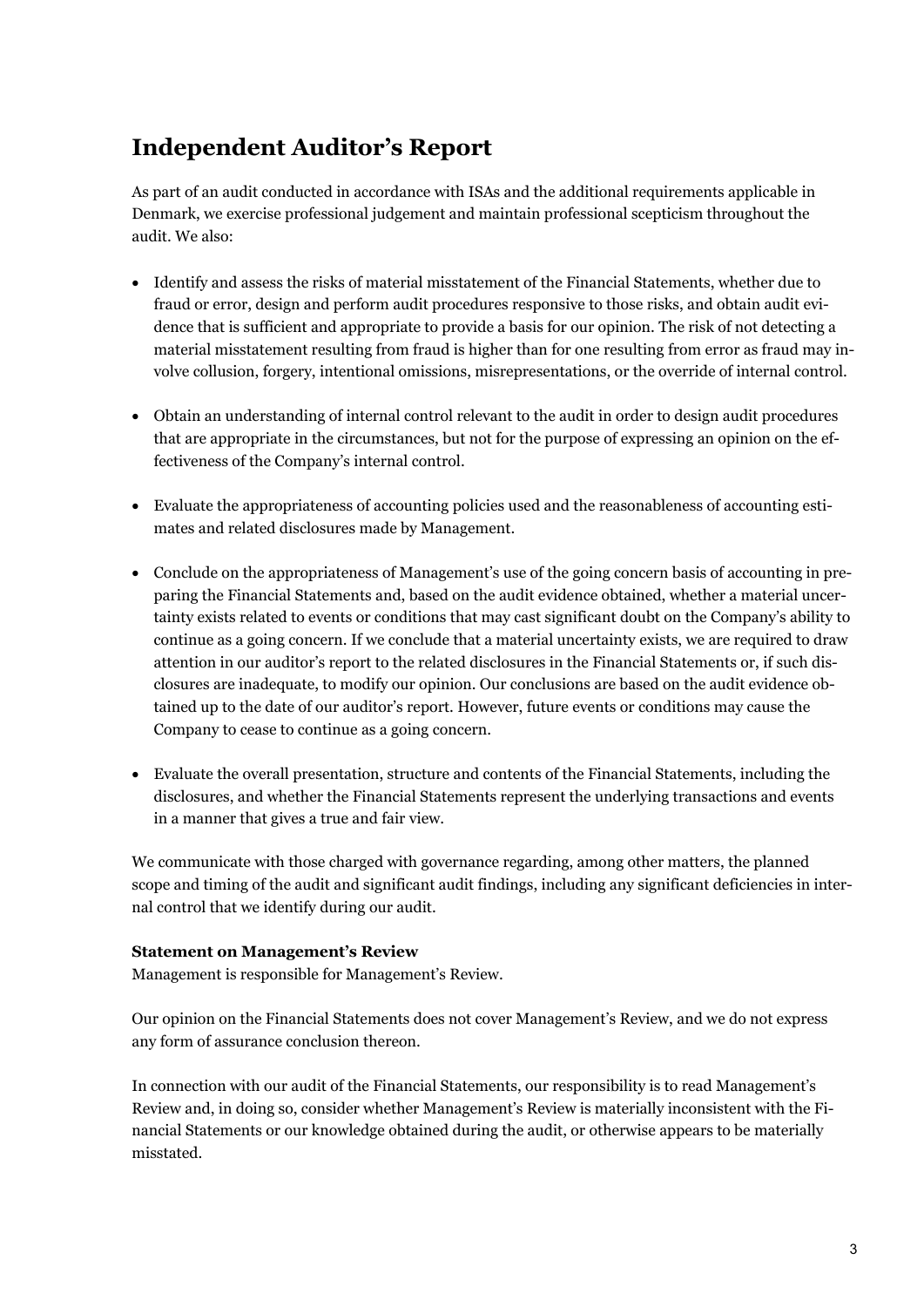# Independent Auditor's Report

As part of an audit conducted in accordance with ISAs and the additional requirements applicable in Denmark, we exercise professional judgement and maintain professional scepticism throughout the audit. We also:

- Identify and assess the risks of material misstatement of the Financial Statements, whether due to fraud or error, design and perform audit procedures responsive to those risks, and obtain audit evidence that is sufficient and appropriate to provide a basis for our opinion. The risk of not detecting a material misstatement resulting from fraud is higher than for one resulting from error as fraud may involve collusion, forgery, intentional omissions, misrepresentations, or the override of internal control.

- Obtain an understanding of internal control relevant to the audit in order to design audit procedures that are appropriate in the circumstances, but not for the purpose of expressing an opinion on the effectiveness of the Company's internal control.

- Evaluate the appropriateness of accounting policies used and the reasonableness of accounting estimates and related disclosures made by Management.

- Conclude on the appropriateness of Management's use of the going concern basis of accounting in preparing the Financial Statements and, based on the audit evidence obtained, whether a material uncertainty exists related to events or conditions that may cast significant doubt on the Company's ability to continue as a going concern. If we conclude that a material uncertainty exists, we are required to draw attention in our auditor's report to the related disclosures in the Financial Statements or, if such disclosures are inadequate, to modify our opinion. Our conclusions are based on the audit evidence obtained up to the date of our auditor's report. However, future events or conditions may cause the Company to cease to continue as a going concern.

- Evaluate the overall presentation, structure and contents of the Financial Statements, including the disclosures, and whether the Financial Statements represent the underlying transactions and events in a manner that gives a true and fair view.

We communicate with those charged with governance regarding, among other matters, the planned scope and timing of the audit and significant audit findings, including any significant deficiencies in internal control that we identify during our audit.

**Statement on Management's Review**

Management is responsible for Management's Review.

Our opinion on the Financial Statements does not cover Management's Review, and we do not express any form of assurance conclusion thereon.

In connection with our audit of the Financial Statements, our responsibility is to read Management's Review and, in doing so, consider whether Management's Review is materially inconsistent with the Financial Statements or our knowledge obtained during the audit, or otherwise appears to be materially misstated.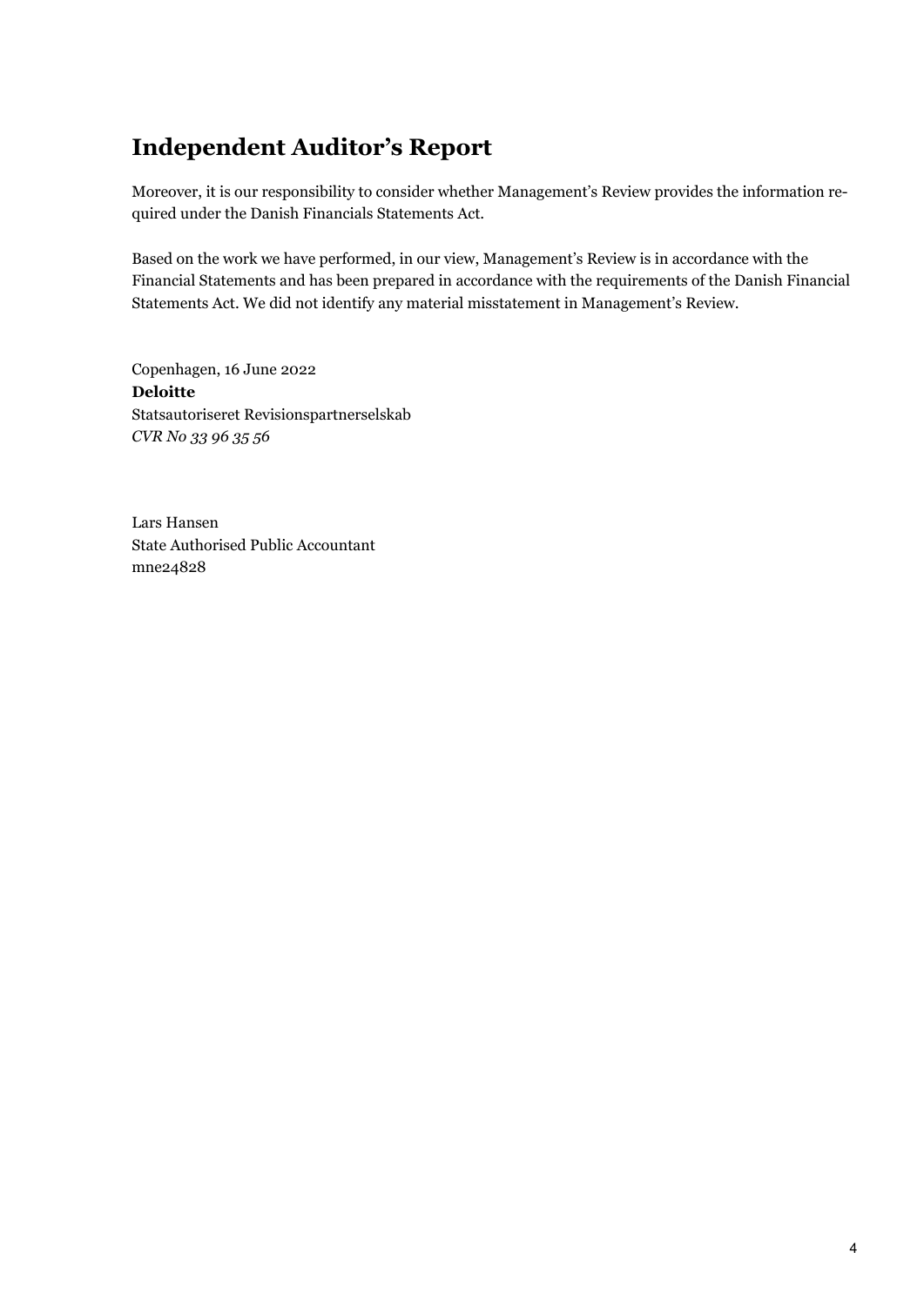# Independent Auditor's Report

Moreover, it is our responsibility to consider whether Management's Review provides the information required under the Danish Financials Statements Act.

Based on the work we have performed, in our view, Management's Review is in accordance with the Financial Statements and has been prepared in accordance with the requirements of the Danish Financial Statements Act. We did not identify any material misstatement in Management's Review.

Copenhagen, 16 June 2022
**Deloitte**
Statsautoriseret Revisionspartnerselskab
*CVR No 33 96 35 56*

Lars Hansen
State Authorised Public Accountant
mne24828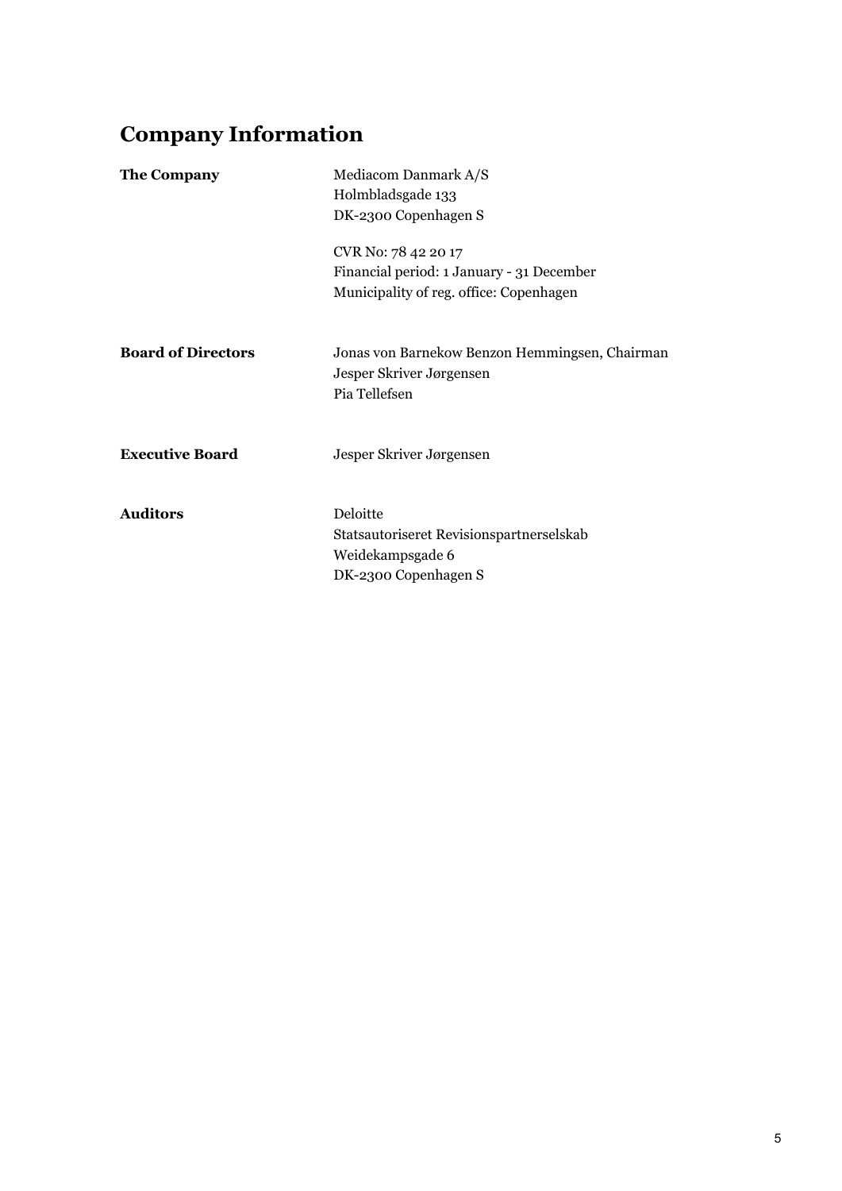# Company Information

| | |
|---|---|
| **The Company** | Mediacom Danmark A/S<br>Holmbladsgade 133<br>DK-2300 Copenhagen S<br><br>CVR No: 78 42 20 17<br>Financial period: 1 January - 31 December<br>Municipality of reg. office: Copenhagen |
| **Board of Directors** | Jonas von Barnekow Benzon Hemmingsen, Chairman<br>Jesper Skriver Jørgensen<br>Pia Tellefsen |
| **Executive Board** | Jesper Skriver Jørgensen |
| **Auditors** | Deloitte<br>Statsautoriseret Revisionspartnerselskab<br>Weidekampsgade 6<br>DK-2300 Copenhagen S |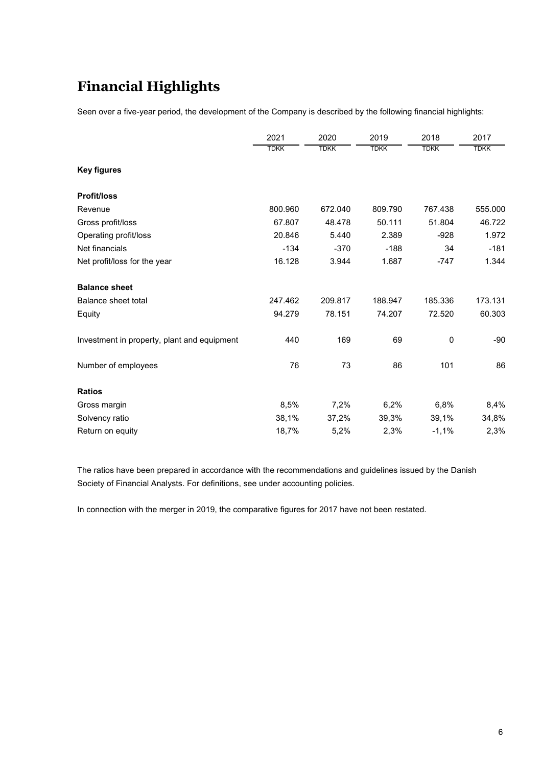# Financial Highlights

Seen over a five-year period, the development of the Company is described by the following financial highlights:

| | 2021 | 2020 | 2019 | 2018 | 2017 |
|---|---|---|---|---|---|
| | TDKK | TDKK | TDKK | TDKK | TDKK |
| **Key figures** | | | | | |
| **Profit/loss** | | | | | |
| Revenue | 800.960 | 672.040 | 809.790 | 767.438 | 555.000 |
| Gross profit/loss | 67.807 | 48.478 | 50.111 | 51.804 | 46.722 |
| Operating profit/loss | 20.846 | 5.440 | 2.389 | -928 | 1.972 |
| Net financials | -134 | -370 | -188 | 34 | -181 |
| Net profit/loss for the year | 16.128 | 3.944 | 1.687 | -747 | 1.344 |
| **Balance sheet** | | | | | |
| Balance sheet total | 247.462 | 209.817 | 188.947 | 185.336 | 173.131 |
| Equity | 94.279 | 78.151 | 74.207 | 72.520 | 60.303 |
| Investment in property, plant and equipment | 440 | 169 | 69 | 0 | -90 |
| Number of employees | 76 | 73 | 86 | 101 | 86 |
| **Ratios** | | | | | |
| Gross margin | 8,5% | 7,2% | 6,2% | 6,8% | 8,4% |
| Solvency ratio | 38,1% | 37,2% | 39,3% | 39,1% | 34,8% |
| Return on equity | 18,7% | 5,2% | 2,3% | -1,1% | 2,3% |

The ratios have been prepared in accordance with the recommendations and guidelines issued by the Danish Society of Financial Analysts. For definitions, see under accounting policies.

In connection with the merger in 2019, the comparative figures for 2017 have not been restated.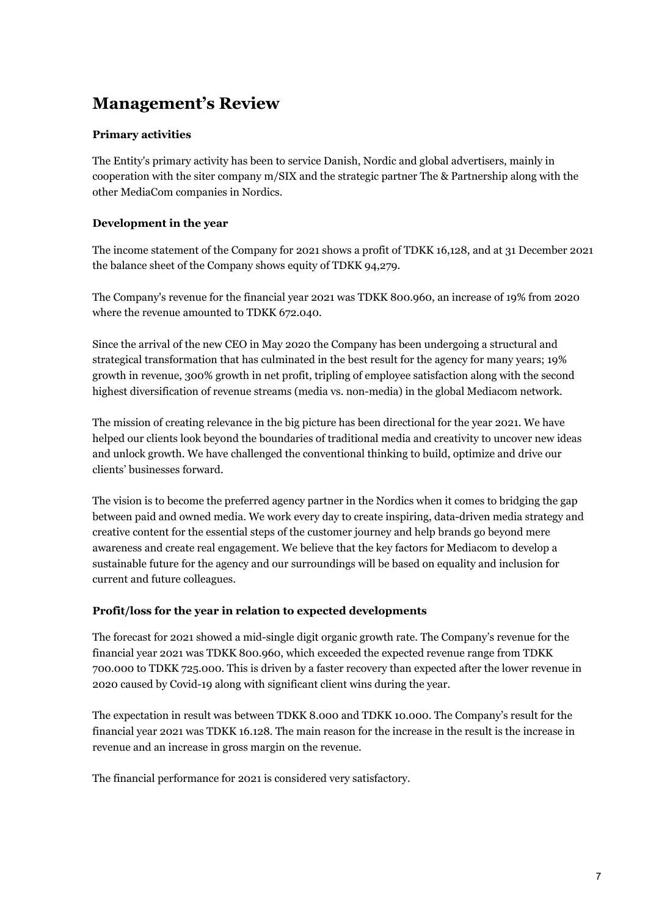# Management's Review

### Primary activities

The Entity's primary activity has been to service Danish, Nordic and global advertisers, mainly in cooperation with the siter company m/SIX and the strategic partner The & Partnership along with the other MediaCom companies in Nordics.

### Development in the year

The income statement of the Company for 2021 shows a profit of TDKK 16,128, and at 31 December 2021 the balance sheet of the Company shows equity of TDKK 94,279.

The Company's revenue for the financial year 2021 was TDKK 800.960, an increase of 19% from 2020 where the revenue amounted to TDKK 672.040.

Since the arrival of the new CEO in May 2020 the Company has been undergoing a structural and strategical transformation that has culminated in the best result for the agency for many years; 19% growth in revenue, 300% growth in net profit, tripling of employee satisfaction along with the second highest diversification of revenue streams (media vs. non-media) in the global Mediacom network.

The mission of creating relevance in the big picture has been directional for the year 2021. We have helped our clients look beyond the boundaries of traditional media and creativity to uncover new ideas and unlock growth. We have challenged the conventional thinking to build, optimize and drive our clients' businesses forward.

The vision is to become the preferred agency partner in the Nordics when it comes to bridging the gap between paid and owned media. We work every day to create inspiring, data-driven media strategy and creative content for the essential steps of the customer journey and help brands go beyond mere awareness and create real engagement. We believe that the key factors for Mediacom to develop a sustainable future for the agency and our surroundings will be based on equality and inclusion for current and future colleagues.

### Profit/loss for the year in relation to expected developments

The forecast for 2021 showed a mid-single digit organic growth rate. The Company's revenue for the financial year 2021 was TDKK 800.960, which exceeded the expected revenue range from TDKK 700.000 to TDKK 725.000. This is driven by a faster recovery than expected after the lower revenue in 2020 caused by Covid-19 along with significant client wins during the year.

The expectation in result was between TDKK 8.000 and TDKK 10.000. The Company's result for the financial year 2021 was TDKK 16.128. The main reason for the increase in the result is the increase in revenue and an increase in gross margin on the revenue.

The financial performance for 2021 is considered very satisfactory.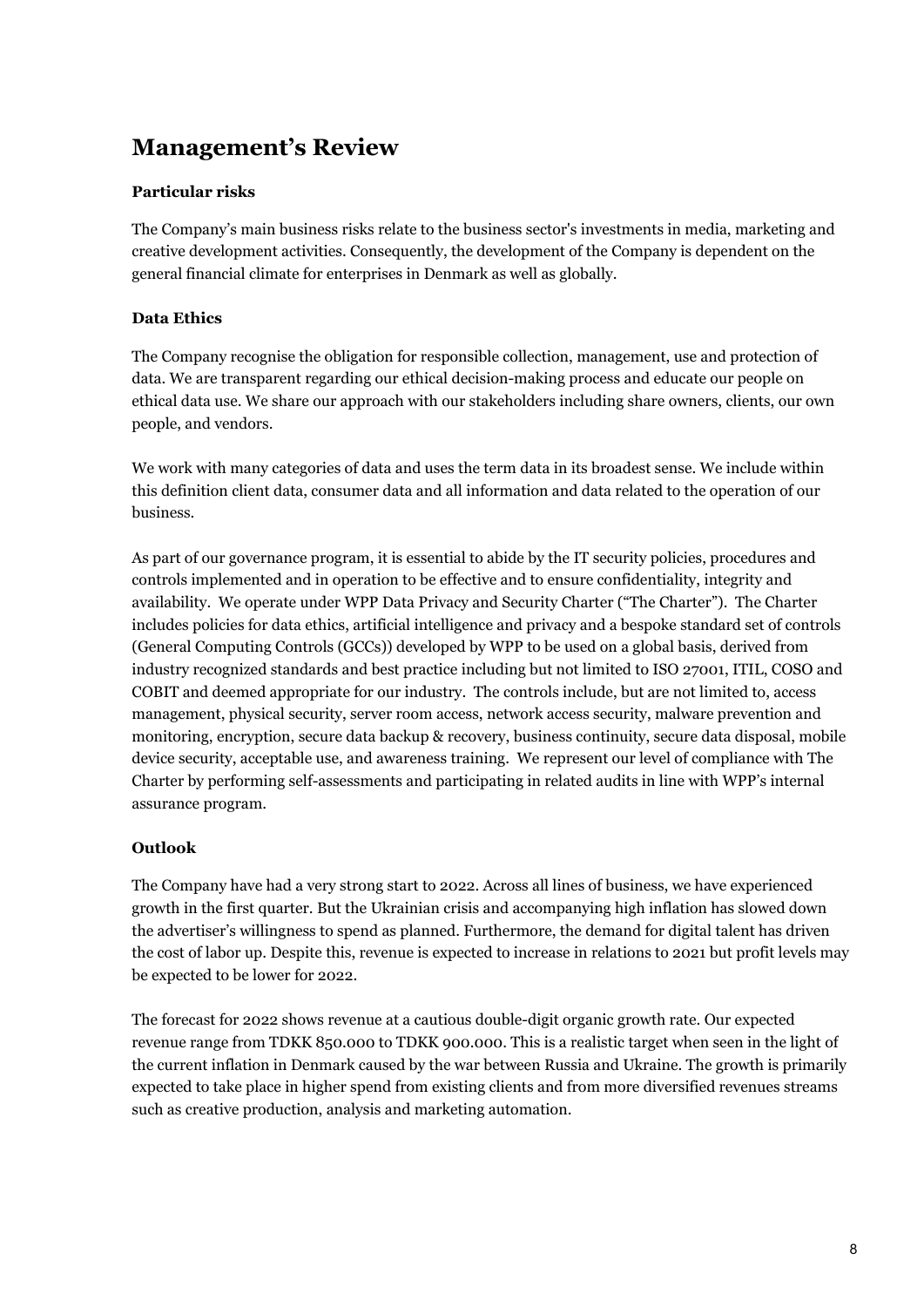# Management's Review

### Particular risks

The Company's main business risks relate to the business sector's investments in media, marketing and creative development activities. Consequently, the development of the Company is dependent on the general financial climate for enterprises in Denmark as well as globally.

### Data Ethics

The Company recognise the obligation for responsible collection, management, use and protection of data. We are transparent regarding our ethical decision-making process and educate our people on ethical data use. We share our approach with our stakeholders including share owners, clients, our own people, and vendors.

We work with many categories of data and uses the term data in its broadest sense. We include within this definition client data, consumer data and all information and data related to the operation of our business.

As part of our governance program, it is essential to abide by the IT security policies, procedures and controls implemented and in operation to be effective and to ensure confidentiality, integrity and availability. We operate under WPP Data Privacy and Security Charter ("The Charter"). The Charter includes policies for data ethics, artificial intelligence and privacy and a bespoke standard set of controls (General Computing Controls (GCCs)) developed by WPP to be used on a global basis, derived from industry recognized standards and best practice including but not limited to ISO 27001, ITIL, COSO and COBIT and deemed appropriate for our industry. The controls include, but are not limited to, access management, physical security, server room access, network access security, malware prevention and monitoring, encryption, secure data backup & recovery, business continuity, secure data disposal, mobile device security, acceptable use, and awareness training. We represent our level of compliance with The Charter by performing self-assessments and participating in related audits in line with WPP's internal assurance program.

### Outlook

The Company have had a very strong start to 2022. Across all lines of business, we have experienced growth in the first quarter. But the Ukrainian crisis and accompanying high inflation has slowed down the advertiser's willingness to spend as planned. Furthermore, the demand for digital talent has driven the cost of labor up. Despite this, revenue is expected to increase in relations to 2021 but profit levels may be expected to be lower for 2022.

The forecast for 2022 shows revenue at a cautious double-digit organic growth rate. Our expected revenue range from TDKK 850.000 to TDKK 900.000. This is a realistic target when seen in the light of the current inflation in Denmark caused by the war between Russia and Ukraine. The growth is primarily expected to take place in higher spend from existing clients and from more diversified revenues streams such as creative production, analysis and marketing automation.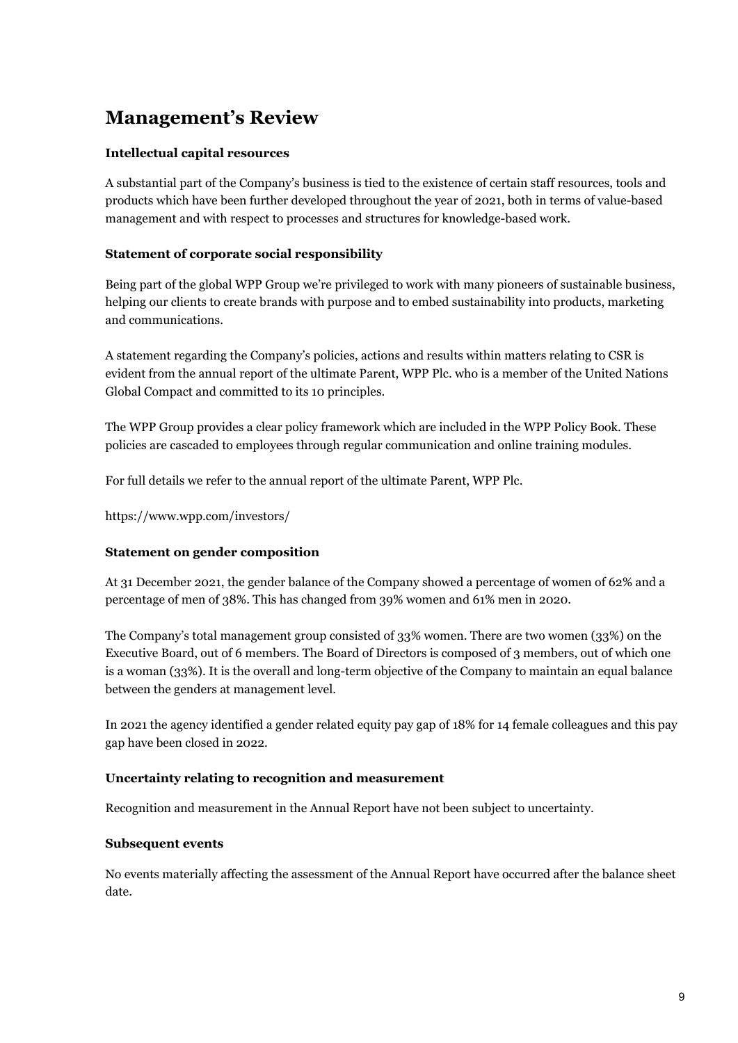# Management's Review

### Intellectual capital resources

A substantial part of the Company's business is tied to the existence of certain staff resources, tools and products which have been further developed throughout the year of 2021, both in terms of value-based management and with respect to processes and structures for knowledge-based work.

### Statement of corporate social responsibility

Being part of the global WPP Group we're privileged to work with many pioneers of sustainable business, helping our clients to create brands with purpose and to embed sustainability into products, marketing and communications.

A statement regarding the Company's policies, actions and results within matters relating to CSR is evident from the annual report of the ultimate Parent, WPP Plc. who is a member of the United Nations Global Compact and committed to its 10 principles.

The WPP Group provides a clear policy framework which are included in the WPP Policy Book. These policies are cascaded to employees through regular communication and online training modules.

For full details we refer to the annual report of the ultimate Parent, WPP Plc.

https://www.wpp.com/investors/

### Statement on gender composition

At 31 December 2021, the gender balance of the Company showed a percentage of women of 62% and a percentage of men of 38%. This has changed from 39% women and 61% men in 2020.

The Company's total management group consisted of 33% women. There are two women (33%) on the Executive Board, out of 6 members. The Board of Directors is composed of 3 members, out of which one is a woman (33%). It is the overall and long-term objective of the Company to maintain an equal balance between the genders at management level.

In 2021 the agency identified a gender related equity pay gap of 18% for 14 female colleagues and this pay gap have been closed in 2022.

### Uncertainty relating to recognition and measurement

Recognition and measurement in the Annual Report have not been subject to uncertainty.

### Subsequent events

No events materially affecting the assessment of the Annual Report have occurred after the balance sheet date.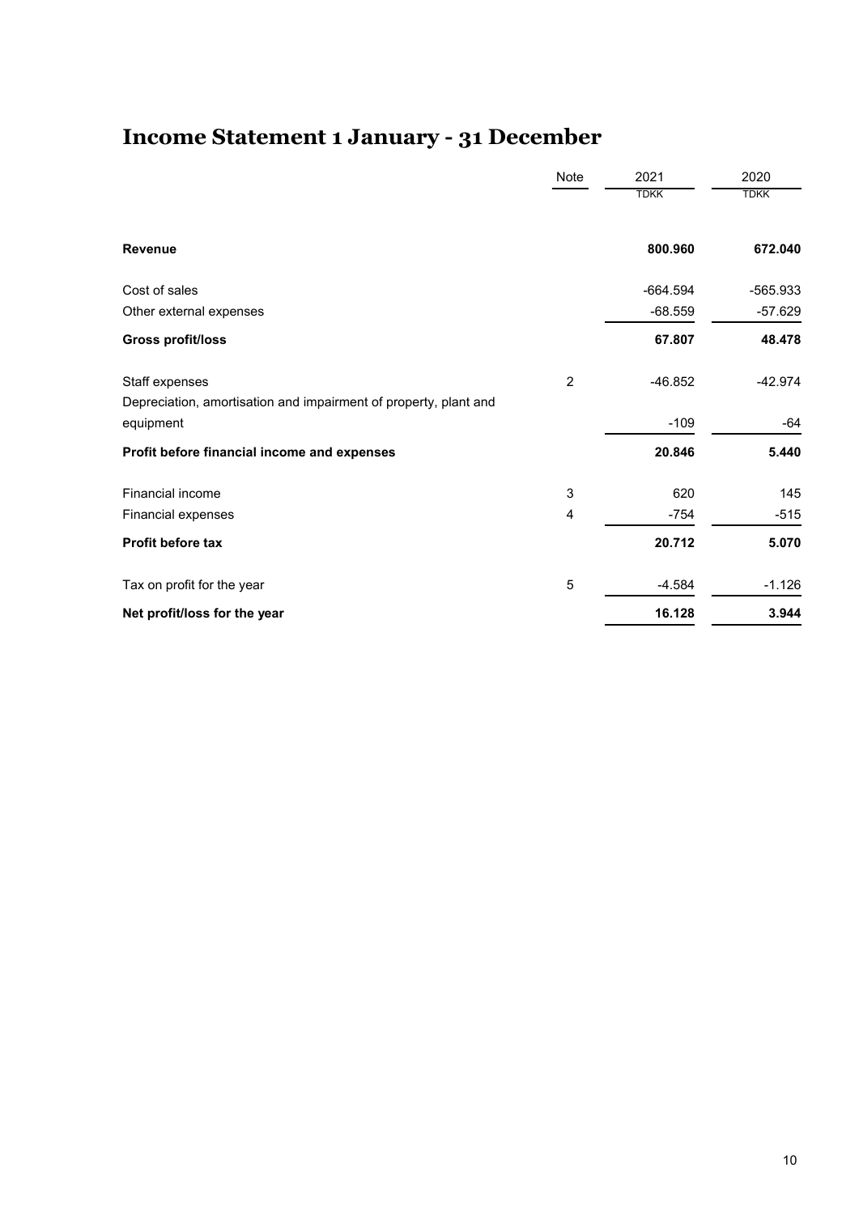# Income Statement 1 January - 31 December

| | Note | 2021 | 2020 |
|---|---|---|---|
| | | TDKK | TDKK |
| **Revenue** | | **800.960** | **672.040** |
| Cost of sales | | -664.594 | -565.933 |
| Other external expenses | | -68.559 | -57.629 |
| **Gross profit/loss** | | **67.807** | **48.478** |
| Staff expenses | 2 | -46.852 | -42.974 |
| Depreciation, amortisation and impairment of property, plant and equipment | | -109 | -64 |
| **Profit before financial income and expenses** | | **20.846** | **5.440** |
| Financial income | 3 | 620 | 145 |
| Financial expenses | 4 | -754 | -515 |
| **Profit before tax** | | **20.712** | **5.070** |
| Tax on profit for the year | 5 | -4.584 | -1.126 |
| **Net profit/loss for the year** | | **16.128** | **3.944** |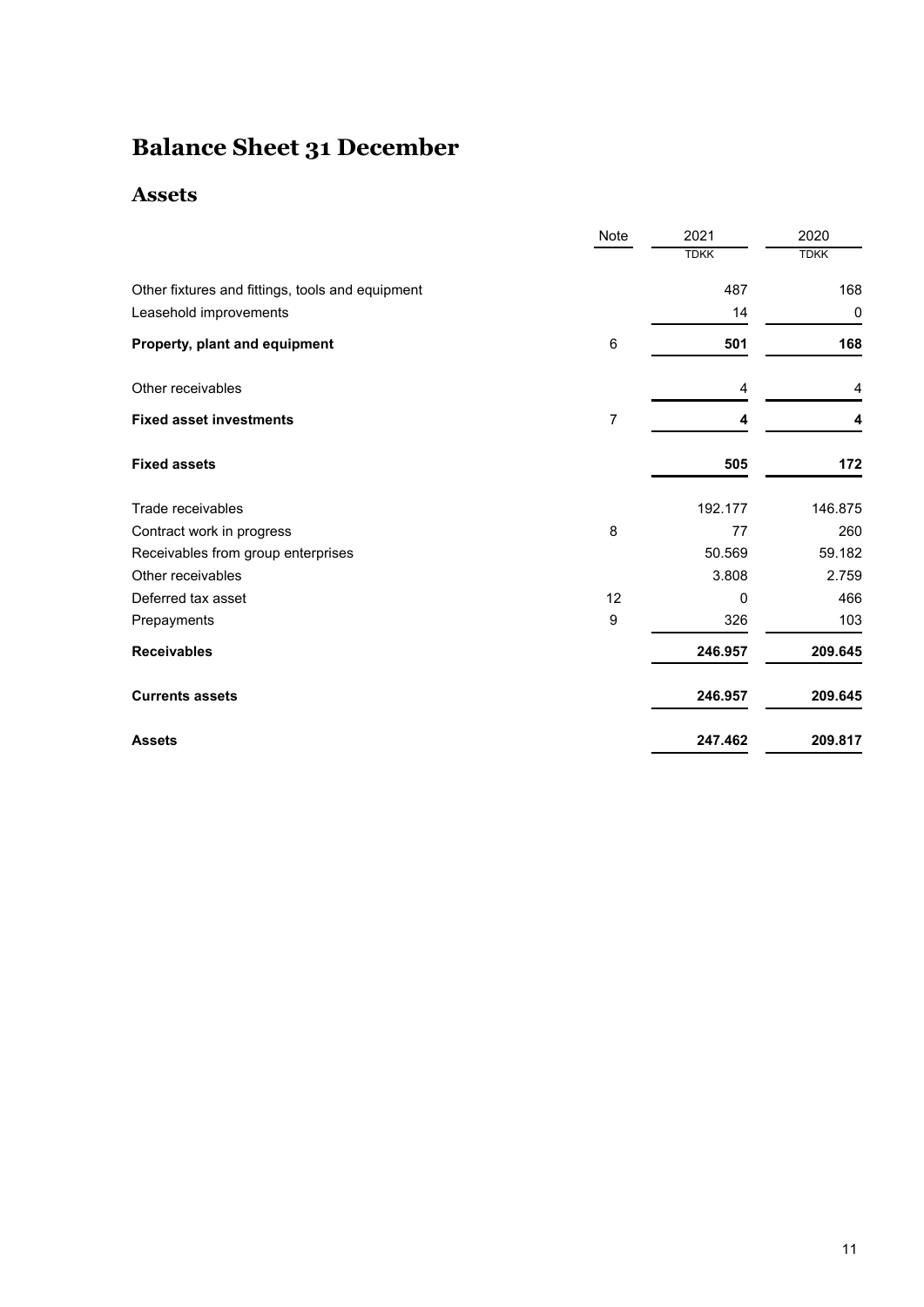# Balance Sheet 31 December

## Assets

| | Note | 2021 | 2020 |
|---|---|---|---|
| | | TDKK | TDKK |
| Other fixtures and fittings, tools and equipment | | 487 | 168 |
| Leasehold improvements | | 14 | 0 |
| **Property, plant and equipment** | 6 | **501** | **168** |
| Other receivables | | 4 | 4 |
| **Fixed asset investments** | 7 | **4** | **4** |
| **Fixed assets** | | **505** | **172** |
| Trade receivables | | 192.177 | 146.875 |
| Contract work in progress | 8 | 77 | 260 |
| Receivables from group enterprises | | 50.569 | 59.182 |
| Other receivables | | 3.808 | 2.759 |
| Deferred tax asset | 12 | 0 | 466 |
| Prepayments | 9 | 326 | 103 |
| **Receivables** | | **246.957** | **209.645** |
| **Currents assets** | | **246.957** | **209.645** |
| **Assets** | | **247.462** | **209.817** |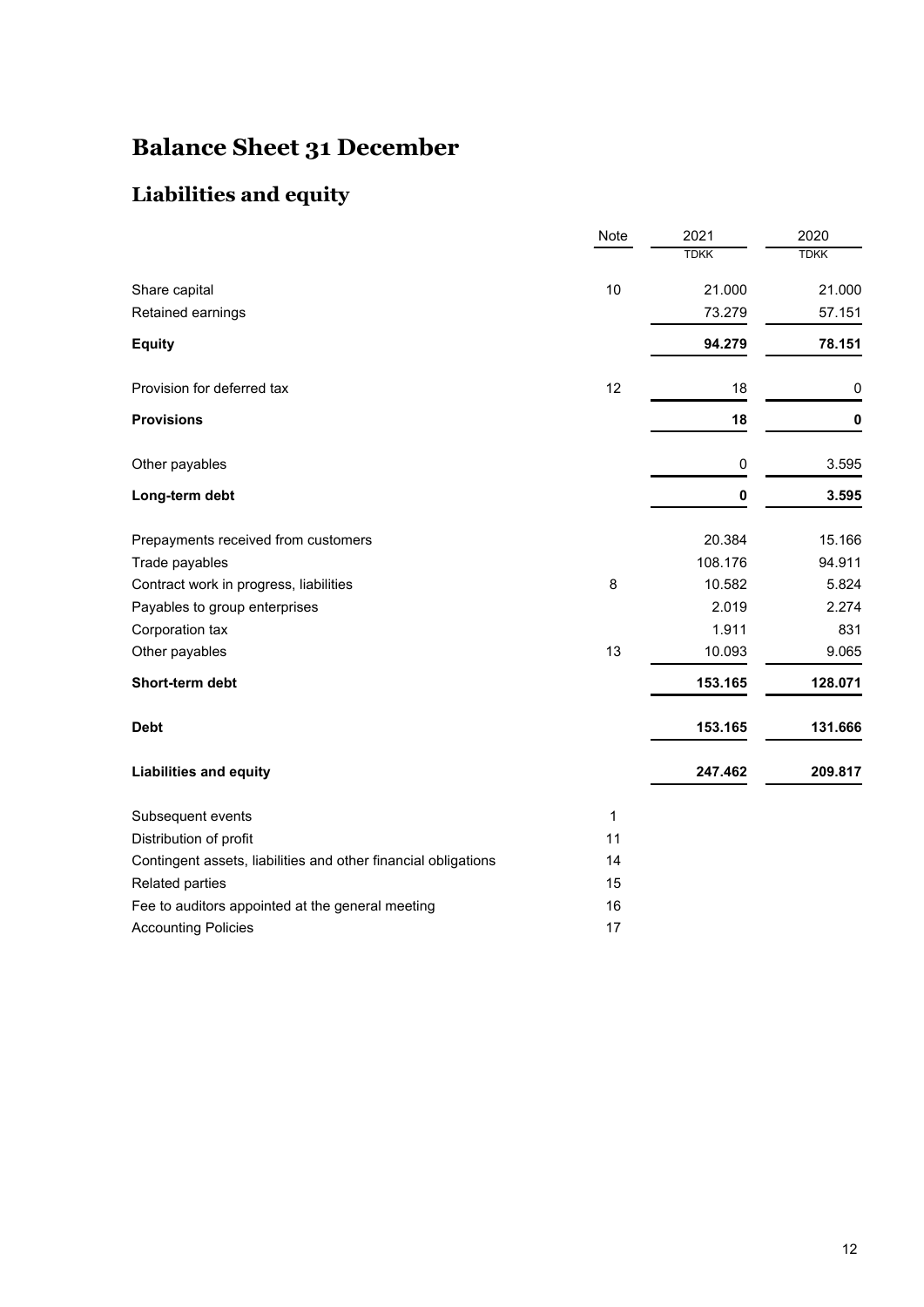# Balance Sheet 31 December

## Liabilities and equity

| | Note | 2021 | 2020 |
|---|---|---|---|
| | | TDKK | TDKK |
| Share capital | 10 | 21.000 | 21.000 |
| Retained earnings | | 73.279 | 57.151 |
| **Equity** | | **94.279** | **78.151** |
| Provision for deferred tax | 12 | 18 | 0 |
| **Provisions** | | **18** | **0** |
| Other payables | | 0 | 3.595 |
| **Long-term debt** | | **0** | **3.595** |
| Prepayments received from customers | | 20.384 | 15.166 |
| Trade payables | | 108.176 | 94.911 |
| Contract work in progress, liabilities | 8 | 10.582 | 5.824 |
| Payables to group enterprises | | 2.019 | 2.274 |
| Corporation tax | | 1.911 | 831 |
| Other payables | 13 | 10.093 | 9.065 |
| **Short-term debt** | | **153.165** | **128.071** |
| **Debt** | | **153.165** | **131.666** |
| **Liabilities and equity** | | **247.462** | **209.817** |

| | Note |
|---|---|
| Subsequent events | 1 |
| Distribution of profit | 11 |
| Contingent assets, liabilities and other financial obligations | 14 |
| Related parties | 15 |
| Fee to auditors appointed at the general meeting | 16 |
| Accounting Policies | 17 |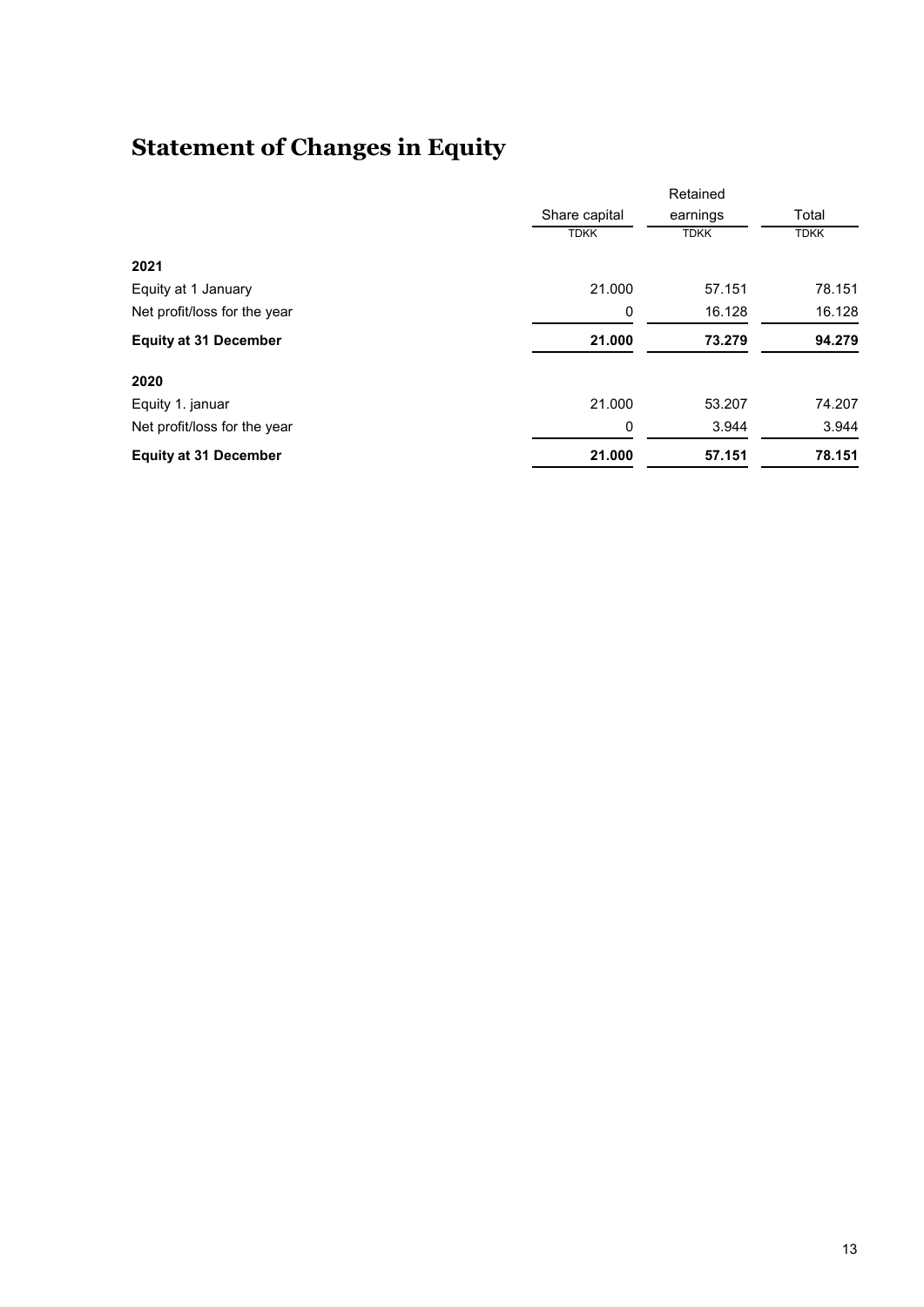# Statement of Changes in Equity

| | Share capital | Retained earnings | Total |
|---|---|---|---|
| | TDKK | TDKK | TDKK |
| **2021** | | | |
| Equity at 1 January | 21.000 | 57.151 | 78.151 |
| Net profit/loss for the year | 0 | 16.128 | 16.128 |
| **Equity at 31 December** | **21.000** | **73.279** | **94.279** |
| **2020** | | | |
| Equity 1. januar | 21.000 | 53.207 | 74.207 |
| Net profit/loss for the year | 0 | 3.944 | 3.944 |
| **Equity at 31 December** | **21.000** | **57.151** | **78.151** |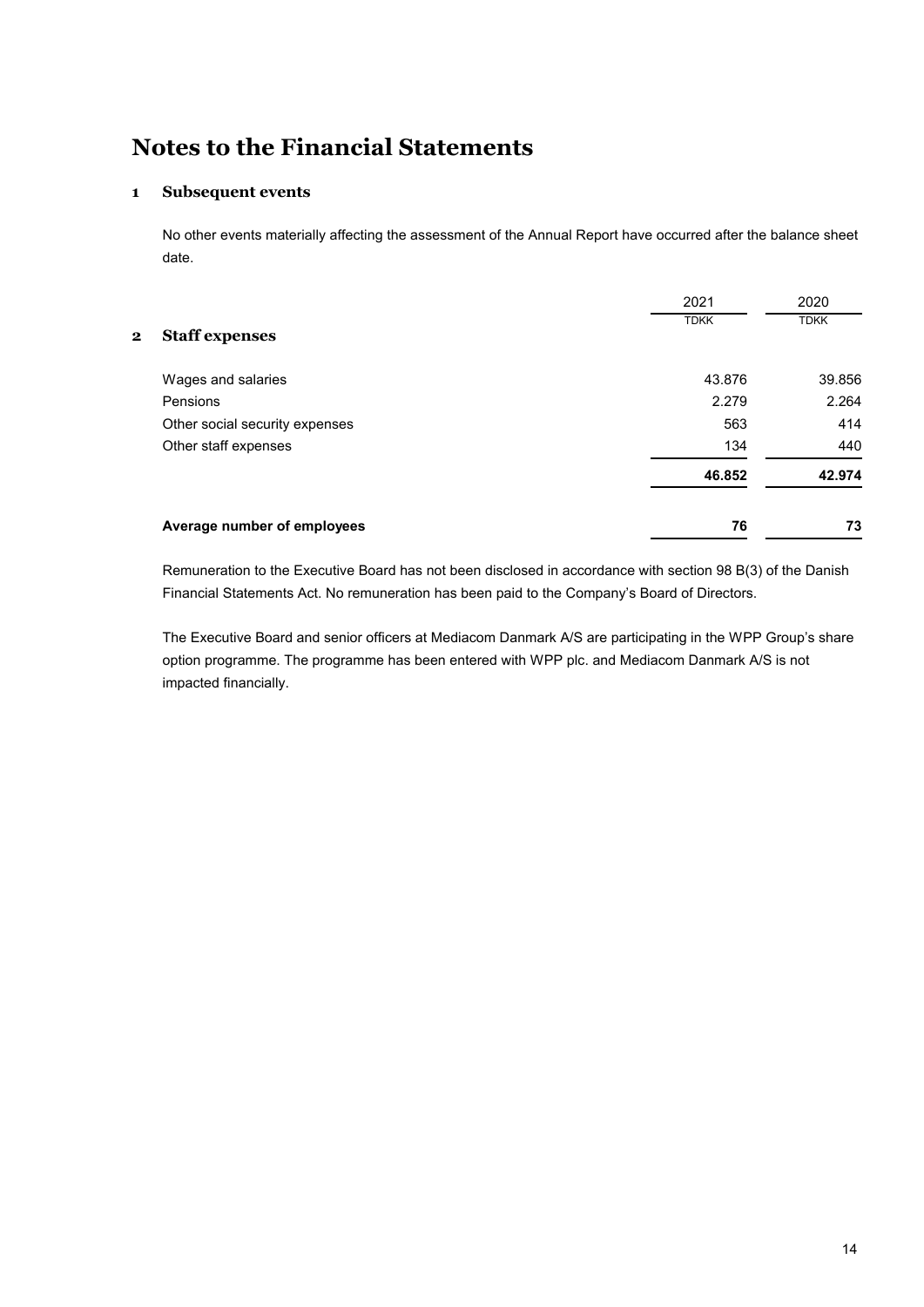# Notes to the Financial Statements

## 1 Subsequent events

No other events materially affecting the assessment of the Annual Report have occurred after the balance sheet date.

## 2 Staff expenses

| | 2021 | 2020 |
|---|---|---|
| | TDKK | TDKK |
| Wages and salaries | 43.876 | 39.856 |
| Pensions | 2.279 | 2.264 |
| Other social security expenses | 563 | 414 |
| Other staff expenses | 134 | 440 |
| | **46.852** | **42.974** |
| **Average number of employees** | **76** | **73** |

Remuneration to the Executive Board has not been disclosed in accordance with section 98 B(3) of the Danish Financial Statements Act. No remuneration has been paid to the Company's Board of Directors.

The Executive Board and senior officers at Mediacom Danmark A/S are participating in the WPP Group's share option programme. The programme has been entered with WPP plc. and Mediacom Danmark A/S is not impacted financially.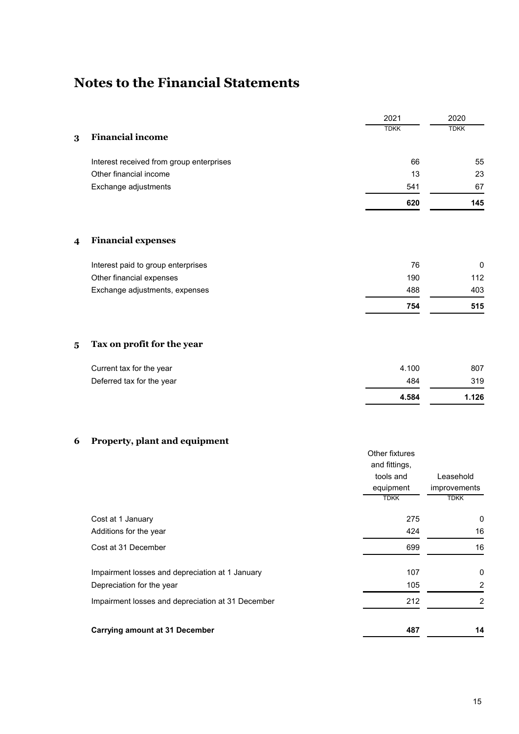# Notes to the Financial Statements

| | | 2021 | 2020 |
|---|---|---|---|
| | | TDKK | TDKK |
| **3** | **Financial income** | | |
| | Interest received from group enterprises | 66 | 55 |
| | Other financial income | 13 | 23 |
| | Exchange adjustments | 541 | 67 |
| | | **620** | **145** |

| | | 2021 | 2020 |
|---|---|---|---|
| | | TDKK | TDKK |
| **4** | **Financial expenses** | | |
| | Interest paid to group enterprises | 76 | 0 |
| | Other financial expenses | 190 | 112 |
| | Exchange adjustments, expenses | 488 | 403 |
| | | **754** | **515** |

| | | 2021 | 2020 |
|---|---|---|---|
| | | TDKK | TDKK |
| **5** | **Tax on profit for the year** | | |
| | Current tax for the year | 4.100 | 807 |
| | Deferred tax for the year | 484 | 319 |
| | | **4.584** | **1.126** |

## 6 Property, plant and equipment

| | Other fixtures and fittings, tools and equipment | Leasehold improvements |
|---|---|---|
| | TDKK | TDKK |
| Cost at 1 January | 275 | 0 |
| Additions for the year | 424 | 16 |
| Cost at 31 December | 699 | 16 |
| Impairment losses and depreciation at 1 January | 107 | 0 |
| Depreciation for the year | 105 | 2 |
| Impairment losses and depreciation at 31 December | 212 | 2 |
| **Carrying amount at 31 December** | **487** | **14** |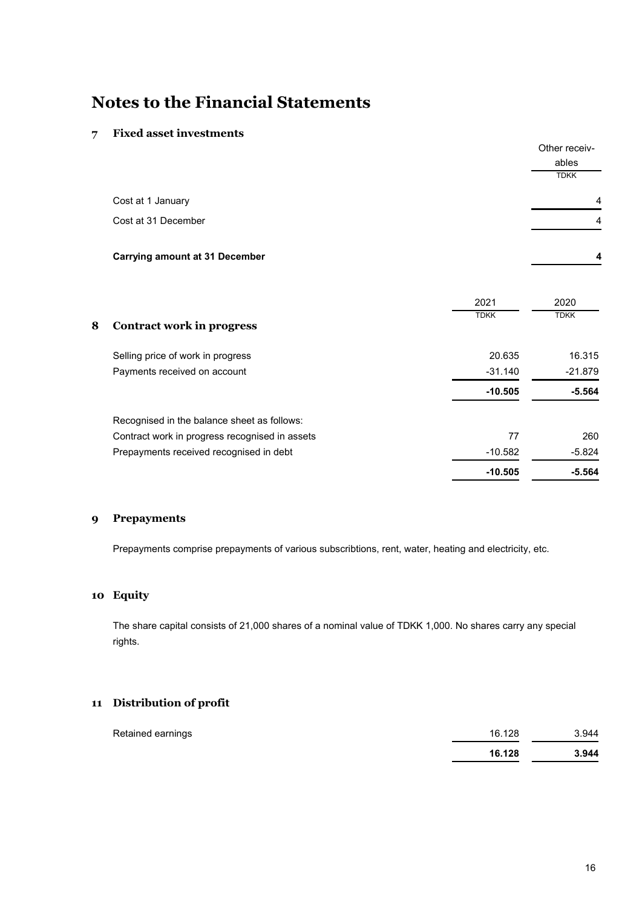# Notes to the Financial Statements

## 7 Fixed asset investments

| | Other receivables |
|---|---|
| | TDKK |
| Cost at 1 January | 4 |
| Cost at 31 December | 4 |
| **Carrying amount at 31 December** | **4** |

## 8 Contract work in progress

| | 2021 | 2020 |
|---|---|---|
| | TDKK | TDKK |
| Selling price of work in progress | 20.635 | 16.315 |
| Payments received on account | -31.140 | -21.879 |
| | **-10.505** | **-5.564** |
| Recognised in the balance sheet as follows: | | |
| Contract work in progress recognised in assets | 77 | 260 |
| Prepayments received recognised in debt | -10.582 | -5.824 |
| | **-10.505** | **-5.564** |

## 9 Prepayments

Prepayments comprise prepayments of various subscribtions, rent, water, heating and electricity, etc.

## 10 Equity

The share capital consists of 21,000 shares of a nominal value of TDKK 1,000. No shares carry any special rights.

## 11 Distribution of profit

| | 2021 | 2020 |
|---|---|---|
| Retained earnings | 16.128 | 3.944 |
| | **16.128** | **3.944** |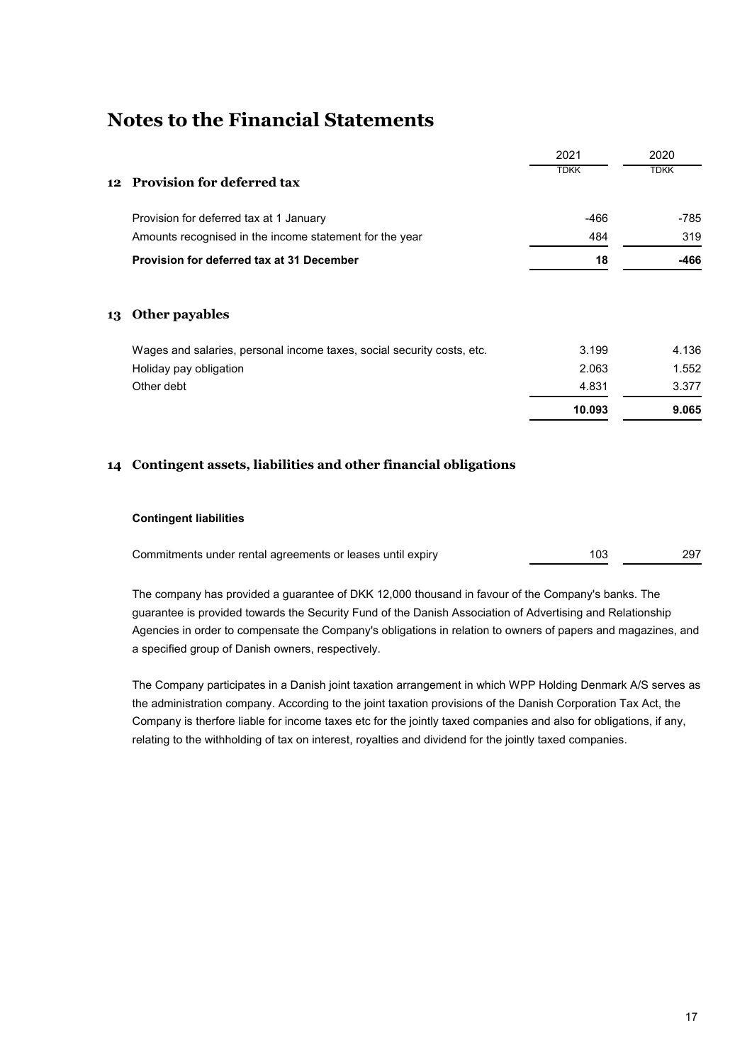# Notes to the Financial Statements

| | 2021 | 2020 |
|---|---|---|
| | TDKK | TDKK |
| **12 Provision for deferred tax** | | |
| Provision for deferred tax at 1 January | -466 | -785 |
| Amounts recognised in the income statement for the year | 484 | 319 |
| **Provision for deferred tax at 31 December** | **18** | **-466** |

## 13 Other payables

| | 2021 | 2020 |
|---|---|---|
| Wages and salaries, personal income taxes, social security costs, etc. | 3.199 | 4.136 |
| Holiday pay obligation | 2.063 | 1.552 |
| Other debt | 4.831 | 3.377 |
| | **10.093** | **9.065** |

## 14 Contingent assets, liabilities and other financial obligations

**Contingent liabilities**

| | 2021 | 2020 |
|---|---|---|
| Commitments under rental agreements or leases until expiry | 103 | 297 |

The company has provided a guarantee of DKK 12,000 thousand in favour of the Company's banks. The guarantee is provided towards the Security Fund of the Danish Association of Advertising and Relationship Agencies in order to compensate the Company's obligations in relation to owners of papers and magazines, and a specified group of Danish owners, respectively.

The Company participates in a Danish joint taxation arrangement in which WPP Holding Denmark A/S serves as the administration company. According to the joint taxation provisions of the Danish Corporation Tax Act, the Company is therfore liable for income taxes etc for the jointly taxed companies and also for obligations, if any, relating to the withholding of tax on interest, royalties and dividend for the jointly taxed companies.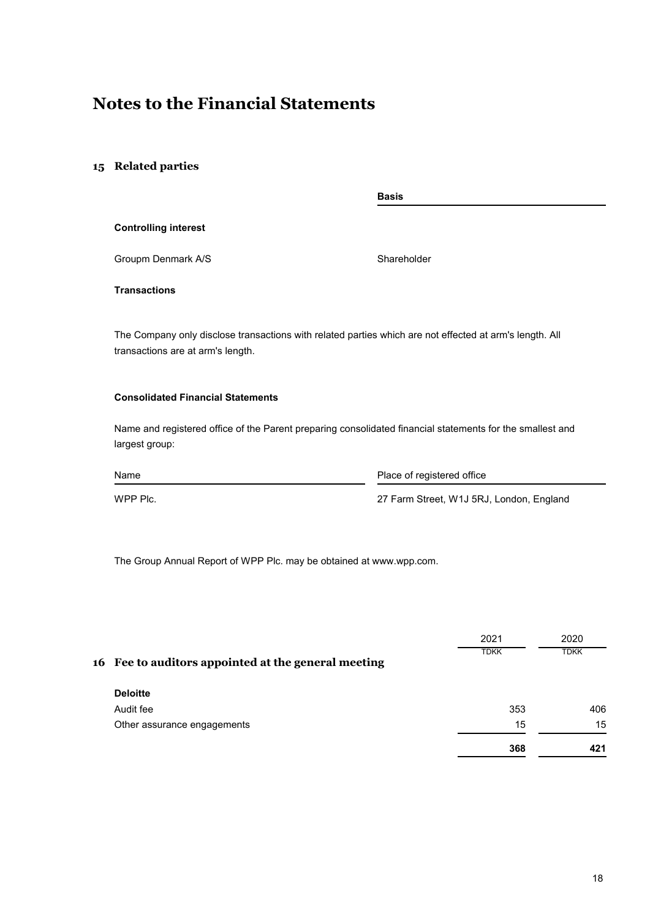# Notes to the Financial Statements

## 15 Related parties

| | Basis |
|---|---|
| **Controlling interest** | |
| Groupm Denmark A/S | Shareholder |

**Transactions**

The Company only disclose transactions with related parties which are not effected at arm's length. All transactions are at arm's length.

**Consolidated Financial Statements**

Name and registered office of the Parent preparing consolidated financial statements for the smallest and largest group:

| Name | Place of registered office |
|---|---|
| WPP Plc. | 27 Farm Street, W1J 5RJ, London, England |

The Group Annual Report of WPP Plc. may be obtained at www.wpp.com.

## 16 Fee to auditors appointed at the general meeting

| | 2021 | 2020 |
|---|---|---|
| | TDKK | TDKK |
| **Deloitte** | | |
| Audit fee | 353 | 406 |
| Other assurance engagements | 15 | 15 |
| | **368** | **421** |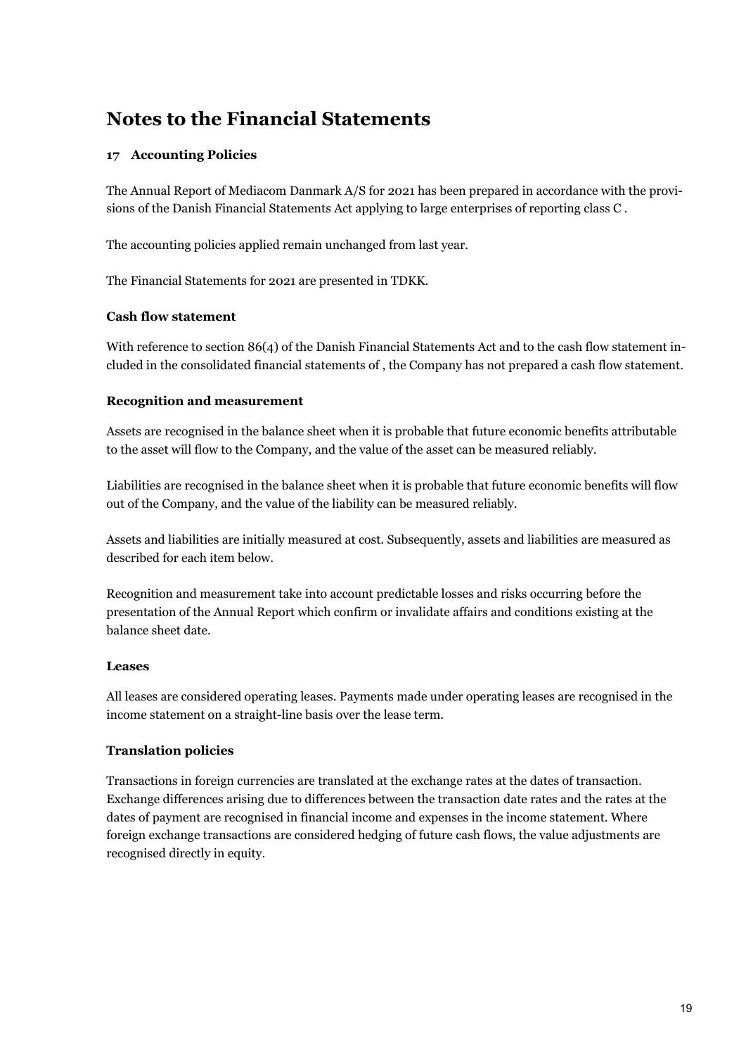# Notes to the Financial Statements

### 17 Accounting Policies

The Annual Report of Mediacom Danmark A/S for 2021 has been prepared in accordance with the provisions of the Danish Financial Statements Act applying to large enterprises of reporting class C .

The accounting policies applied remain unchanged from last year.

The Financial Statements for 2021 are presented in TDKK.

#### Cash flow statement

With reference to section 86(4) of the Danish Financial Statements Act and to the cash flow statement included in the consolidated financial statements of , the Company has not prepared a cash flow statement.

#### Recognition and measurement

Assets are recognised in the balance sheet when it is probable that future economic benefits attributable to the asset will flow to the Company, and the value of the asset can be measured reliably.

Liabilities are recognised in the balance sheet when it is probable that future economic benefits will flow out of the Company, and the value of the liability can be measured reliably.

Assets and liabilities are initially measured at cost. Subsequently, assets and liabilities are measured as described for each item below.

Recognition and measurement take into account predictable losses and risks occurring before the presentation of the Annual Report which confirm or invalidate affairs and conditions existing at the balance sheet date.

#### Leases

All leases are considered operating leases. Payments made under operating leases are recognised in the income statement on a straight-line basis over the lease term.

#### Translation policies

Transactions in foreign currencies are translated at the exchange rates at the dates of transaction. Exchange differences arising due to differences between the transaction date rates and the rates at the dates of payment are recognised in financial income and expenses in the income statement. Where foreign exchange transactions are considered hedging of future cash flows, the value adjustments are recognised directly in equity.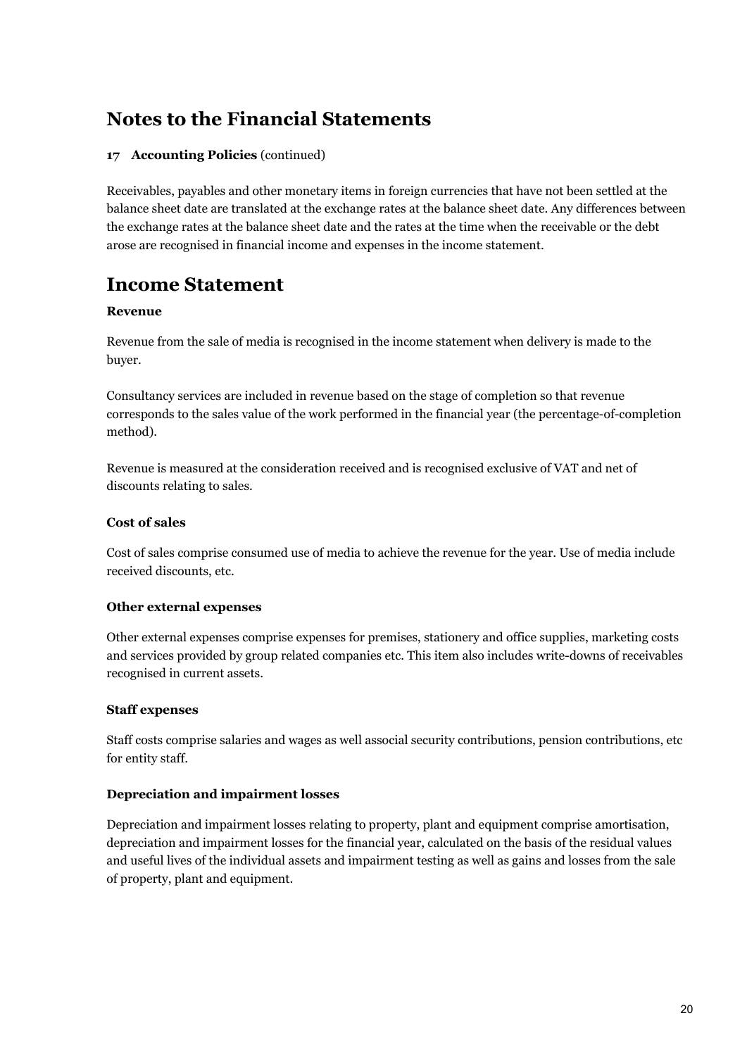# Notes to the Financial Statements

**17 Accounting Policies** (continued)

Receivables, payables and other monetary items in foreign currencies that have not been settled at the balance sheet date are translated at the exchange rates at the balance sheet date. Any differences between the exchange rates at the balance sheet date and the rates at the time when the receivable or the debt arose are recognised in financial income and expenses in the income statement.

# Income Statement

**Revenue**

Revenue from the sale of media is recognised in the income statement when delivery is made to the buyer.

Consultancy services are included in revenue based on the stage of completion so that revenue corresponds to the sales value of the work performed in the financial year (the percentage-of-completion method).

Revenue is measured at the consideration received and is recognised exclusive of VAT and net of discounts relating to sales.

**Cost of sales**

Cost of sales comprise consumed use of media to achieve the revenue for the year. Use of media include received discounts, etc.

**Other external expenses**

Other external expenses comprise expenses for premises, stationery and office supplies, marketing costs and services provided by group related companies etc. This item also includes write-downs of receivables recognised in current assets.

**Staff expenses**

Staff costs comprise salaries and wages as well associal security contributions, pension contributions, etc for entity staff.

**Depreciation and impairment losses**

Depreciation and impairment losses relating to property, plant and equipment comprise amortisation, depreciation and impairment losses for the financial year, calculated on the basis of the residual values and useful lives of the individual assets and impairment testing as well as gains and losses from the sale of property, plant and equipment.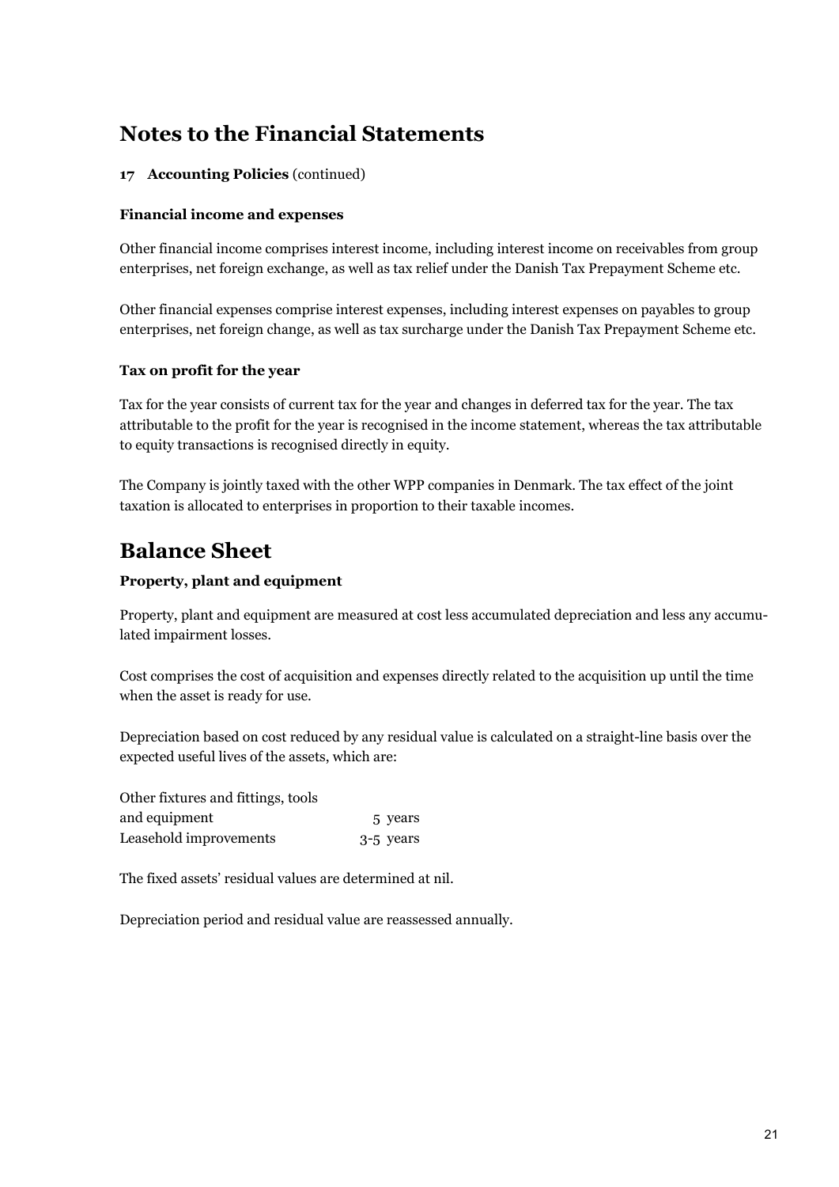# Notes to the Financial Statements

**17 Accounting Policies** (continued)

### Financial income and expenses

Other financial income comprises interest income, including interest income on receivables from group enterprises, net foreign exchange, as well as tax relief under the Danish Tax Prepayment Scheme etc.

Other financial expenses comprise interest expenses, including interest expenses on payables to group enterprises, net foreign change, as well as tax surcharge under the Danish Tax Prepayment Scheme etc.

### Tax on profit for the year

Tax for the year consists of current tax for the year and changes in deferred tax for the year. The tax attributable to the profit for the year is recognised in the income statement, whereas the tax attributable to equity transactions is recognised directly in equity.

The Company is jointly taxed with the other WPP companies in Denmark. The tax effect of the joint taxation is allocated to enterprises in proportion to their taxable incomes.

# Balance Sheet

### Property, plant and equipment

Property, plant and equipment are measured at cost less accumulated depreciation and less any accumulated impairment losses.

Cost comprises the cost of acquisition and expenses directly related to the acquisition up until the time when the asset is ready for use.

Depreciation based on cost reduced by any residual value is calculated on a straight-line basis over the expected useful lives of the assets, which are:

| | |
|---|---|
| Other fixtures and fittings, tools and equipment | 5 years |
| Leasehold improvements | 3-5 years |

The fixed assets' residual values are determined at nil.

Depreciation period and residual value are reassessed annually.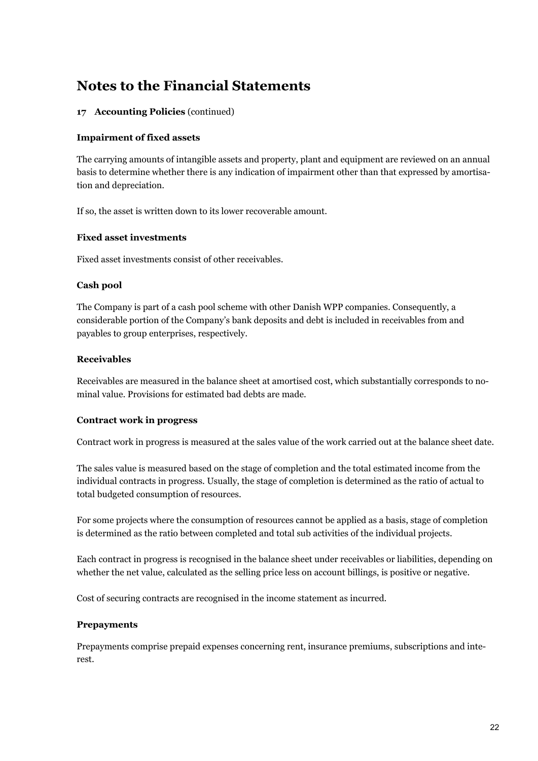# Notes to the Financial Statements

**17 Accounting Policies** (continued)

### Impairment of fixed assets

The carrying amounts of intangible assets and property, plant and equipment are reviewed on an annual basis to determine whether there is any indication of impairment other than that expressed by amortisation and depreciation.

If so, the asset is written down to its lower recoverable amount.

### Fixed asset investments

Fixed asset investments consist of other receivables.

### Cash pool

The Company is part of a cash pool scheme with other Danish WPP companies. Consequently, a considerable portion of the Company's bank deposits and debt is included in receivables from and payables to group enterprises, respectively.

### Receivables

Receivables are measured in the balance sheet at amortised cost, which substantially corresponds to nominal value. Provisions for estimated bad debts are made.

### Contract work in progress

Contract work in progress is measured at the sales value of the work carried out at the balance sheet date.

The sales value is measured based on the stage of completion and the total estimated income from the individual contracts in progress. Usually, the stage of completion is determined as the ratio of actual to total budgeted consumption of resources.

For some projects where the consumption of resources cannot be applied as a basis, stage of completion is determined as the ratio between completed and total sub activities of the individual projects.

Each contract in progress is recognised in the balance sheet under receivables or liabilities, depending on whether the net value, calculated as the selling price less on account billings, is positive or negative.

Cost of securing contracts are recognised in the income statement as incurred.

### Prepayments

Prepayments comprise prepaid expenses concerning rent, insurance premiums, subscriptions and interest.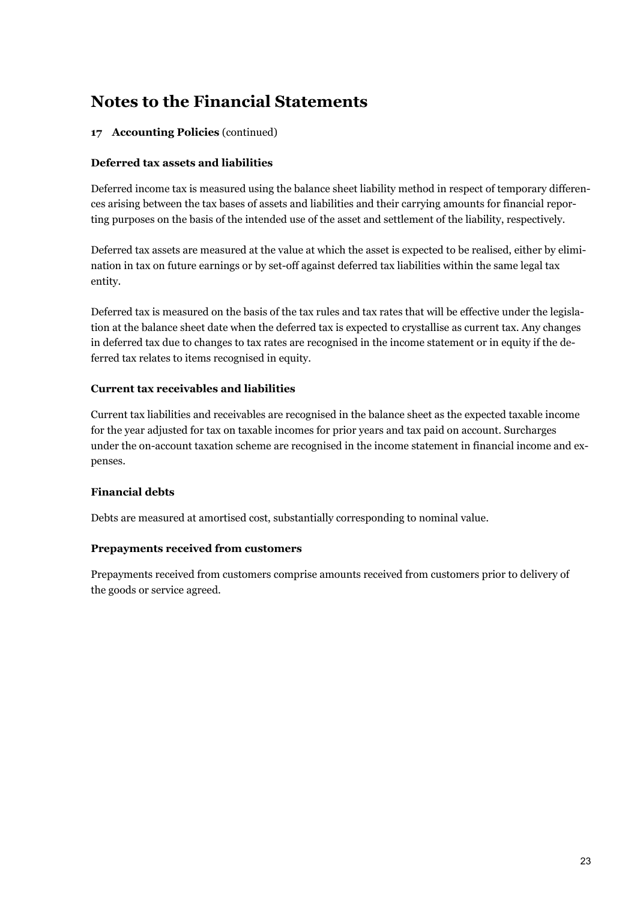# Notes to the Financial Statements

## 17 Accounting Policies (continued)

### Deferred tax assets and liabilities

Deferred income tax is measured using the balance sheet liability method in respect of temporary differences arising between the tax bases of assets and liabilities and their carrying amounts for financial reporting purposes on the basis of the intended use of the asset and settlement of the liability, respectively.

Deferred tax assets are measured at the value at which the asset is expected to be realised, either by elimination in tax on future earnings or by set-off against deferred tax liabilities within the same legal tax entity.

Deferred tax is measured on the basis of the tax rules and tax rates that will be effective under the legislation at the balance sheet date when the deferred tax is expected to crystallise as current tax. Any changes in deferred tax due to changes to tax rates are recognised in the income statement or in equity if the deferred tax relates to items recognised in equity.

### Current tax receivables and liabilities

Current tax liabilities and receivables are recognised in the balance sheet as the expected taxable income for the year adjusted for tax on taxable incomes for prior years and tax paid on account. Surcharges under the on-account taxation scheme are recognised in the income statement in financial income and expenses.

### Financial debts

Debts are measured at amortised cost, substantially corresponding to nominal value.

### Prepayments received from customers

Prepayments received from customers comprise amounts received from customers prior to delivery of the goods or service agreed.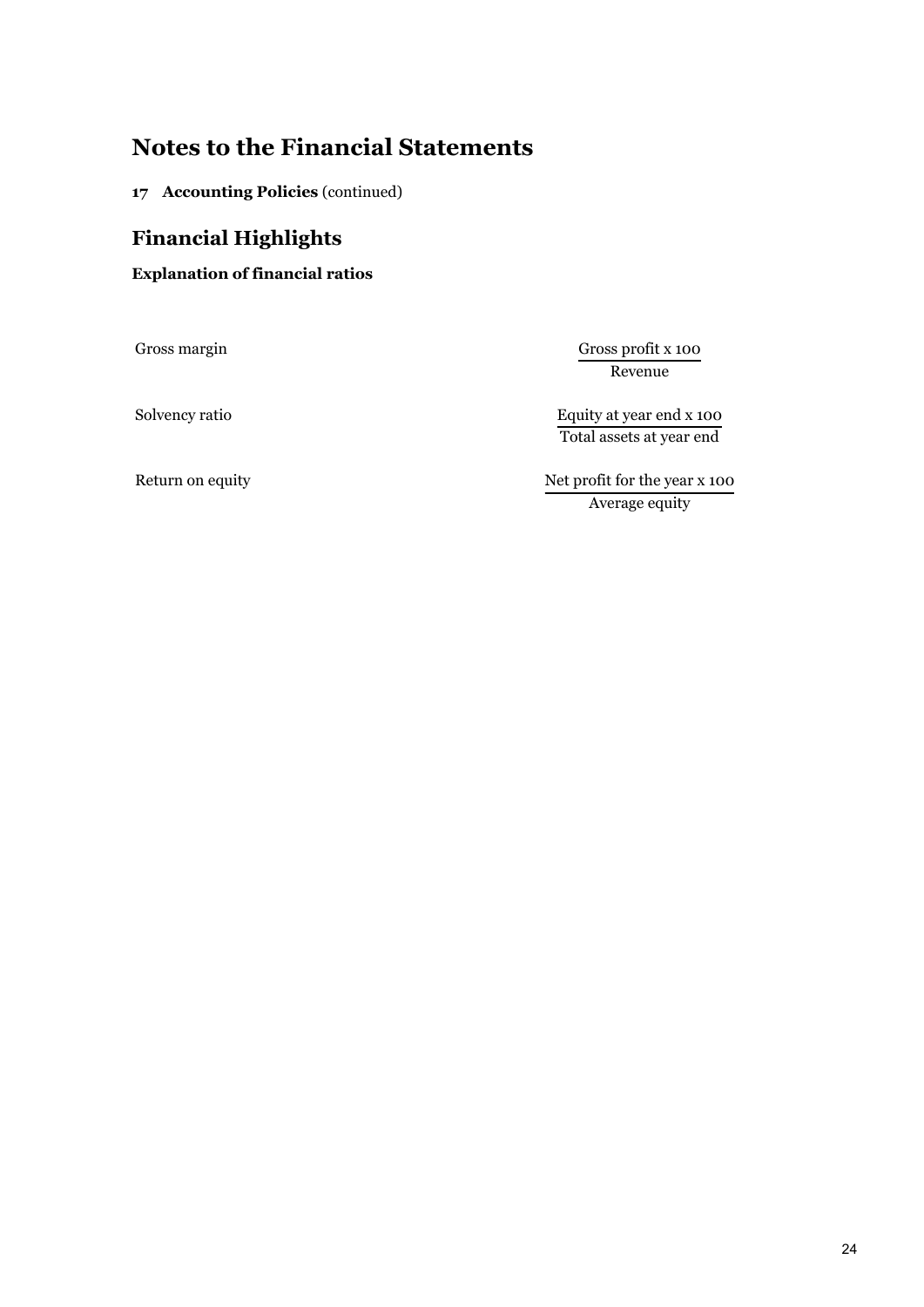# Notes to the Financial Statements

**17 Accounting Policies** (continued)

## Financial Highlights

**Explanation of financial ratios**

| | |
|---|---|
| Gross margin | $\frac{\text{Gross profit x 100}}{\text{Revenue}}$ |
| Solvency ratio | $\frac{\text{Equity at year end x 100}}{\text{Total assets at year end}}$ |
| Return on equity | $\frac{\text{Net profit for the year x 100}}{\text{Average equity}}$ |